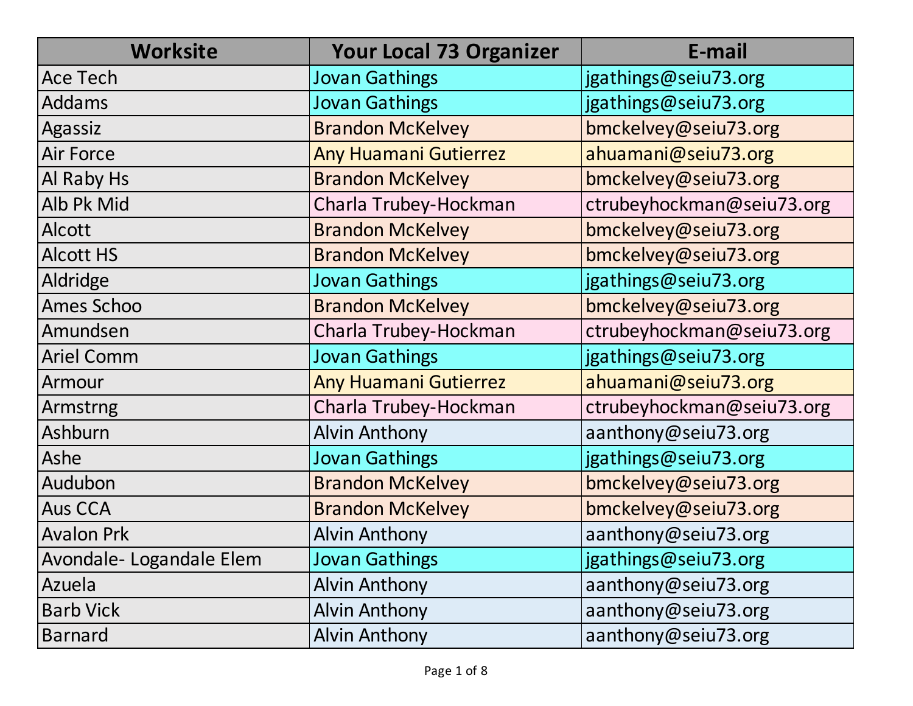| Worksite | Your Local 73 Organizer | E-mail |
| --- | --- | --- |
| Ace Tech | Jovan Gathings | jgathings@seiu73.org |
| Addams | Jovan Gathings | jgathings@seiu73.org |
| Agassiz | Brandon McKelvey | bmckelvey@seiu73.org |
| Air Force | Any Huamani Gutierrez | ahuamani@seiu73.org |
| Al Raby Hs | Brandon McKelvey | bmckelvey@seiu73.org |
| Alb Pk Mid | Charla Trubey-Hockman | ctrubeyhockman@seiu73.org |
| Alcott | Brandon McKelvey | bmckelvey@seiu73.org |
| Alcott HS | Brandon McKelvey | bmckelvey@seiu73.org |
| Aldridge | Jovan Gathings | jgathings@seiu73.org |
| Ames Schoo | Brandon McKelvey | bmckelvey@seiu73.org |
| Amundsen | Charla Trubey-Hockman | ctrubeyhockman@seiu73.org |
| Ariel Comm | Jovan Gathings | jgathings@seiu73.org |
| Armour | Any Huamani Gutierrez | ahuamani@seiu73.org |
| Armstrng | Charla Trubey-Hockman | ctrubeyhockman@seiu73.org |
| Ashburn | Alvin Anthony | aanthony@seiu73.org |
| Ashe | Jovan Gathings | jgathings@seiu73.org |
| Audubon | Brandon McKelvey | bmckelvey@seiu73.org |
| Aus CCA | Brandon McKelvey | bmckelvey@seiu73.org |
| Avalon Prk | Alvin Anthony | aanthony@seiu73.org |
| Avondale- Logandale Elem | Jovan Gathings | jgathings@seiu73.org |
| Azuela | Alvin Anthony | aanthony@seiu73.org |
| Barb Vick | Alvin Anthony | aanthony@seiu73.org |
| Barnard | Alvin Anthony | aanthony@seiu73.org |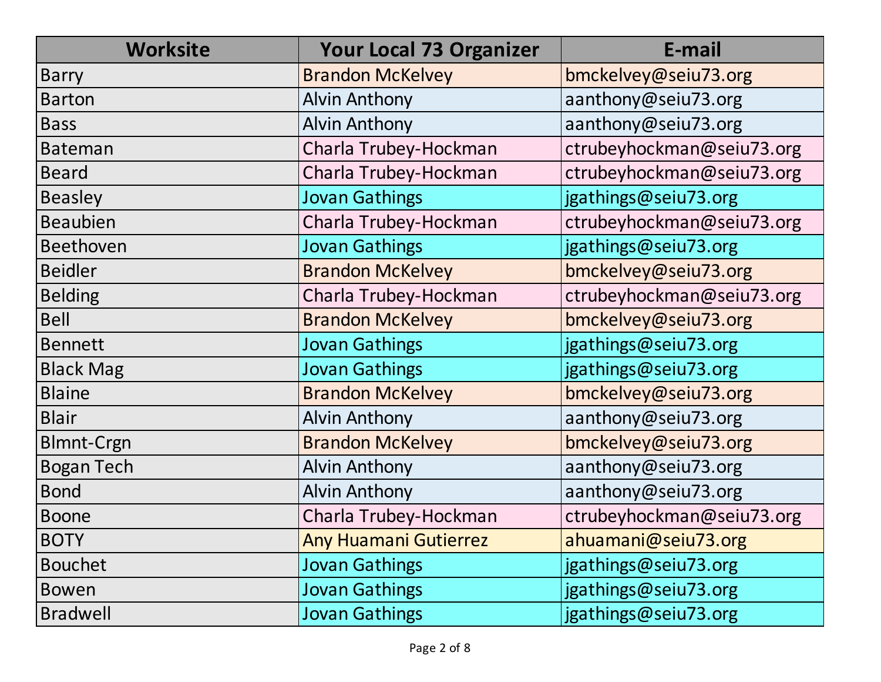| Worksite | Your Local 73 Organizer | E-mail |
|---|---|---|
| Barry | Brandon McKelvey | bmckelvey@seiu73.org |
| Barton | Alvin Anthony | aanthony@seiu73.org |
| Bass | Alvin Anthony | aanthony@seiu73.org |
| Bateman | Charla Trubey-Hockman | ctrubeyhockman@seiu73.org |
| Beard | Charla Trubey-Hockman | ctrubeyhockman@seiu73.org |
| Beasley | Jovan Gathings | jgathings@seiu73.org |
| Beaubien | Charla Trubey-Hockman | ctrubeyhockman@seiu73.org |
| Beethoven | Jovan Gathings | jgathings@seiu73.org |
| Beidler | Brandon McKelvey | bmckelvey@seiu73.org |
| Belding | Charla Trubey-Hockman | ctrubeyhockman@seiu73.org |
| Bell | Brandon McKelvey | bmckelvey@seiu73.org |
| Bennett | Jovan Gathings | jgathings@seiu73.org |
| Black Mag | Jovan Gathings | jgathings@seiu73.org |
| Blaine | Brandon McKelvey | bmckelvey@seiu73.org |
| Blair | Alvin Anthony | aanthony@seiu73.org |
| Blmnt-Crgn | Brandon McKelvey | bmckelvey@seiu73.org |
| Bogan Tech | Alvin Anthony | aanthony@seiu73.org |
| Bond | Alvin Anthony | aanthony@seiu73.org |
| Boone | Charla Trubey-Hockman | ctrubeyhockman@seiu73.org |
| BOTY | Any Huamani Gutierrez | ahuamani@seiu73.org |
| Bouchet | Jovan Gathings | jgathings@seiu73.org |
| Bowen | Jovan Gathings | jgathings@seiu73.org |
| Bradwell | Jovan Gathings | jgathings@seiu73.org |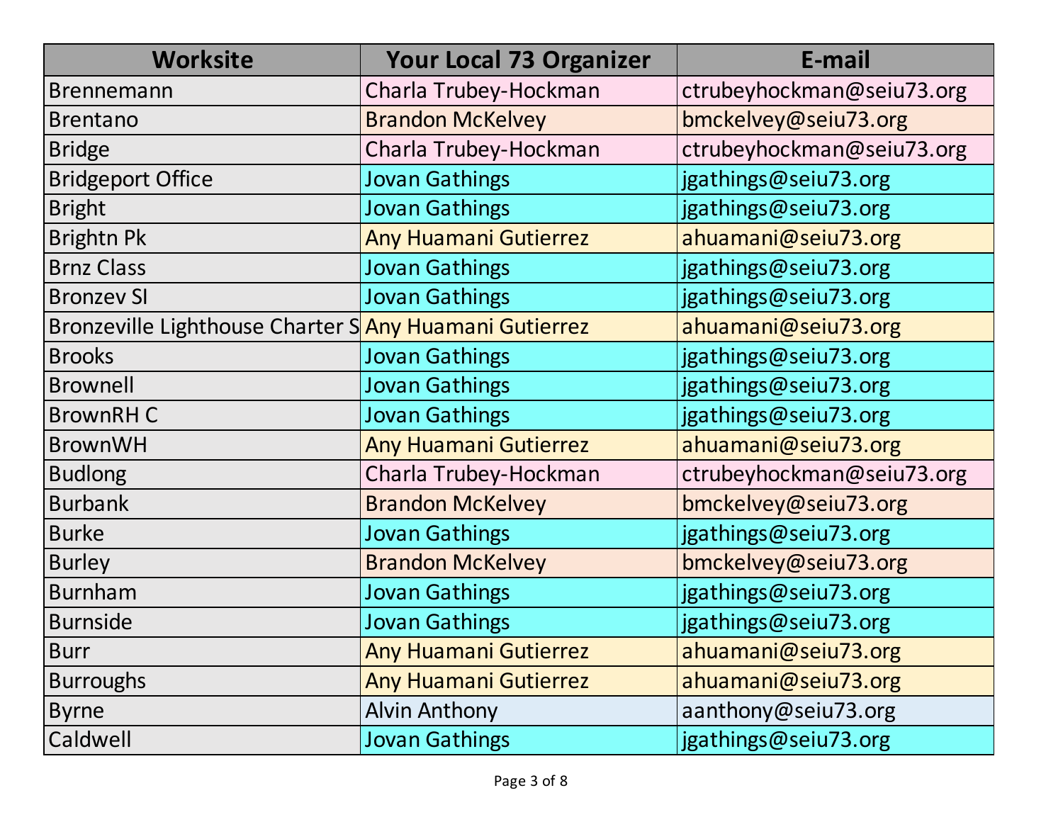| Worksite | Your Local 73 Organizer | E-mail |
| --- | --- | --- |
| Brennemann | Charla Trubey-Hockman | ctrubeyhockman@seiu73.org |
| Brentano | Brandon McKelvey | bmckelvey@seiu73.org |
| Bridge | Charla Trubey-Hockman | ctrubeyhockman@seiu73.org |
| Bridgeport Office | Jovan Gathings | jgathings@seiu73.org |
| Bright | Jovan Gathings | jgathings@seiu73.org |
| Brightn Pk | Any Huamani Gutierrez | ahuamani@seiu73.org |
| Brnz Class | Jovan Gathings | jgathings@seiu73.org |
| Bronzev Sl | Jovan Gathings | jgathings@seiu73.org |
| Bronzeville Lighthouse Charter S | Any Huamani Gutierrez | ahuamani@seiu73.org |
| Brooks | Jovan Gathings | jgathings@seiu73.org |
| Brownell | Jovan Gathings | jgathings@seiu73.org |
| BrownRH C | Jovan Gathings | jgathings@seiu73.org |
| BrownWH | Any Huamani Gutierrez | ahuamani@seiu73.org |
| Budlong | Charla Trubey-Hockman | ctrubeyhockman@seiu73.org |
| Burbank | Brandon McKelvey | bmckelvey@seiu73.org |
| Burke | Jovan Gathings | jgathings@seiu73.org |
| Burley | Brandon McKelvey | bmckelvey@seiu73.org |
| Burnham | Jovan Gathings | jgathings@seiu73.org |
| Burnside | Jovan Gathings | jgathings@seiu73.org |
| Burr | Any Huamani Gutierrez | ahuamani@seiu73.org |
| Burroughs | Any Huamani Gutierrez | ahuamani@seiu73.org |
| Byrne | Alvin Anthony | aanthony@seiu73.org |
| Caldwell | Jovan Gathings | jgathings@seiu73.org |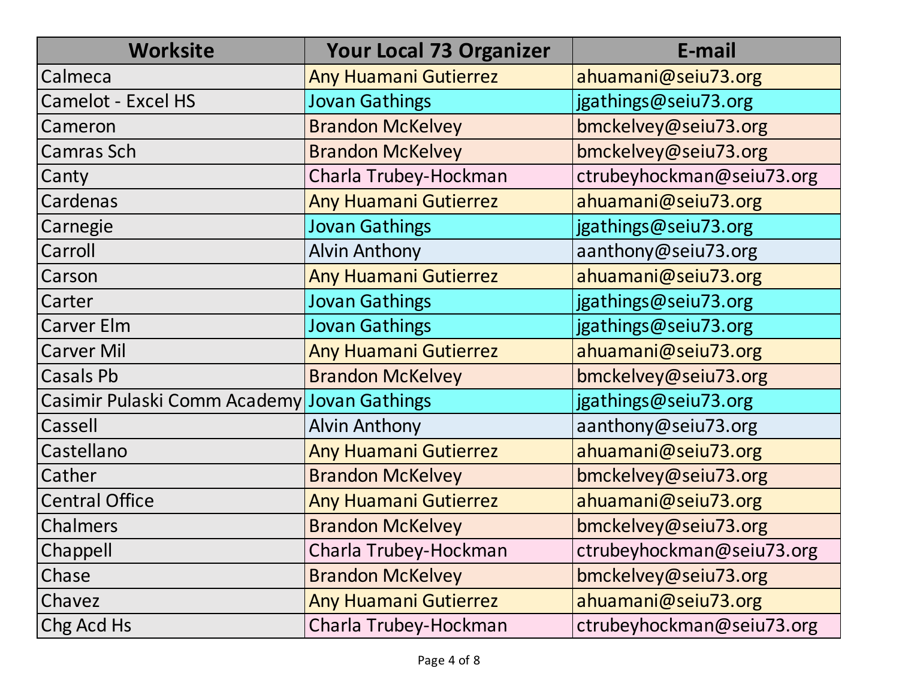| Worksite | Your Local 73 Organizer | E-mail |
| --- | --- | --- |
| Calmeca | Any Huamani Gutierrez | ahuamani@seiu73.org |
| Camelot - Excel HS | Jovan Gathings | jgathings@seiu73.org |
| Cameron | Brandon McKelvey | bmckelvey@seiu73.org |
| Camras Sch | Brandon McKelvey | bmckelvey@seiu73.org |
| Canty | Charla Trubey-Hockman | ctrubeyhockman@seiu73.org |
| Cardenas | Any Huamani Gutierrez | ahuamani@seiu73.org |
| Carnegie | Jovan Gathings | jgathings@seiu73.org |
| Carroll | Alvin Anthony | aanthony@seiu73.org |
| Carson | Any Huamani Gutierrez | ahuamani@seiu73.org |
| Carter | Jovan Gathings | jgathings@seiu73.org |
| Carver Elm | Jovan Gathings | jgathings@seiu73.org |
| Carver Mil | Any Huamani Gutierrez | ahuamani@seiu73.org |
| Casals Pb | Brandon McKelvey | bmckelvey@seiu73.org |
| Casimir Pulaski Comm Academy | Jovan Gathings | jgathings@seiu73.org |
| Cassell | Alvin Anthony | aanthony@seiu73.org |
| Castellano | Any Huamani Gutierrez | ahuamani@seiu73.org |
| Cather | Brandon McKelvey | bmckelvey@seiu73.org |
| Central Office | Any Huamani Gutierrez | ahuamani@seiu73.org |
| Chalmers | Brandon McKelvey | bmckelvey@seiu73.org |
| Chappell | Charla Trubey-Hockman | ctrubeyhockman@seiu73.org |
| Chase | Brandon McKelvey | bmckelvey@seiu73.org |
| Chavez | Any Huamani Gutierrez | ahuamani@seiu73.org |
| Chg Acd Hs | Charla Trubey-Hockman | ctrubeyhockman@seiu73.org |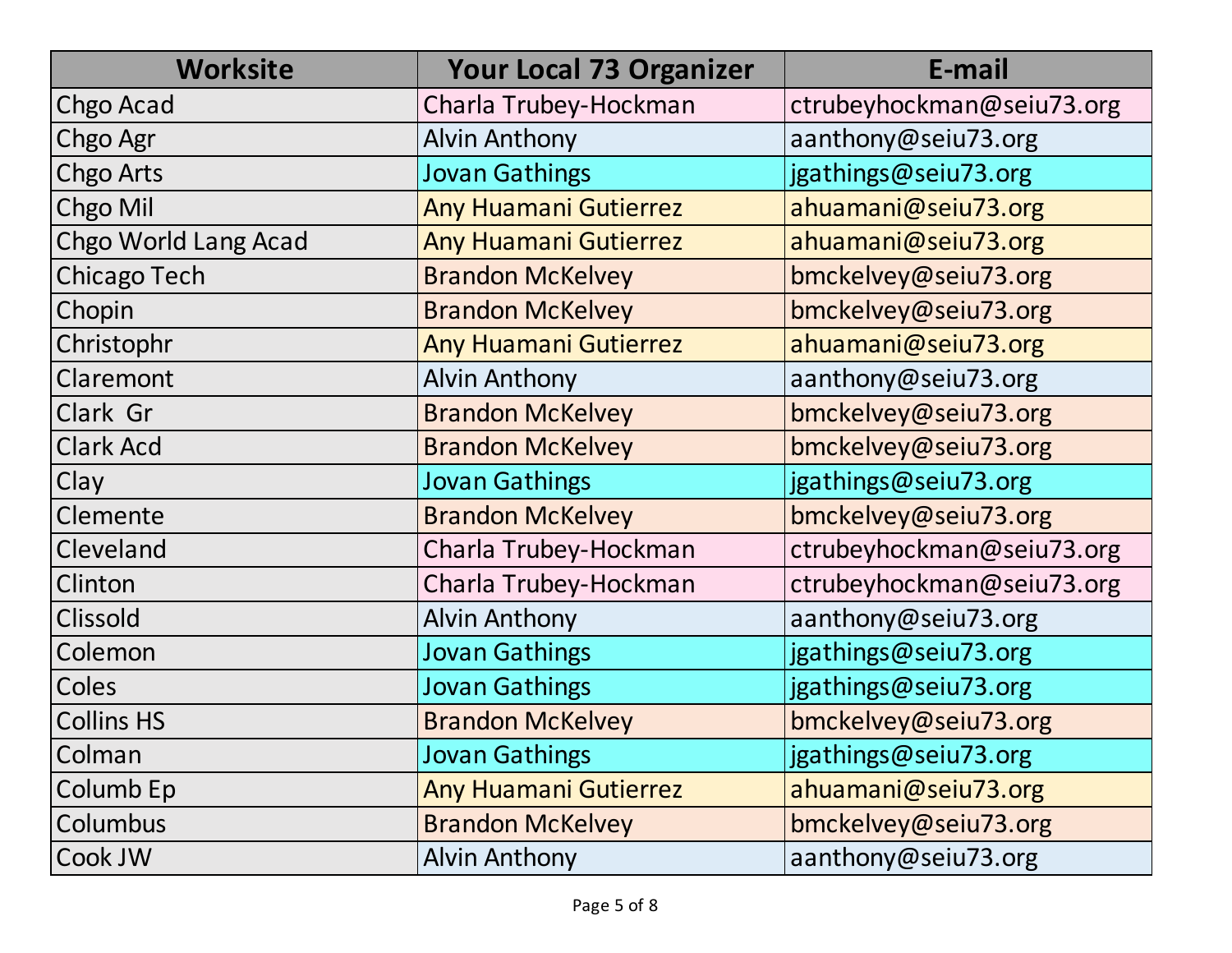| Worksite | Your Local 73 Organizer | E-mail |
| --- | --- | --- |
| Chgo Acad | Charla Trubey-Hockman | ctrubeyhockman@seiu73.org |
| Chgo Agr | Alvin Anthony | aanthony@seiu73.org |
| Chgo Arts | Jovan Gathings | jgathings@seiu73.org |
| Chgo Mil | Any Huamani Gutierrez | ahuamani@seiu73.org |
| Chgo World Lang Acad | Any Huamani Gutierrez | ahuamani@seiu73.org |
| Chicago Tech | Brandon McKelvey | bmckelvey@seiu73.org |
| Chopin | Brandon McKelvey | bmckelvey@seiu73.org |
| Christophr | Any Huamani Gutierrez | ahuamani@seiu73.org |
| Claremont | Alvin Anthony | aanthony@seiu73.org |
| Clark  Gr | Brandon McKelvey | bmckelvey@seiu73.org |
| Clark Acd | Brandon McKelvey | bmckelvey@seiu73.org |
| Clay | Jovan Gathings | jgathings@seiu73.org |
| Clemente | Brandon McKelvey | bmckelvey@seiu73.org |
| Cleveland | Charla Trubey-Hockman | ctrubeyhockman@seiu73.org |
| Clinton | Charla Trubey-Hockman | ctrubeyhockman@seiu73.org |
| Clissold | Alvin Anthony | aanthony@seiu73.org |
| Colemon | Jovan Gathings | jgathings@seiu73.org |
| Coles | Jovan Gathings | jgathings@seiu73.org |
| Collins HS | Brandon McKelvey | bmckelvey@seiu73.org |
| Colman | Jovan Gathings | jgathings@seiu73.org |
| Columb Ep | Any Huamani Gutierrez | ahuamani@seiu73.org |
| Columbus | Brandon McKelvey | bmckelvey@seiu73.org |
| Cook JW | Alvin Anthony | aanthony@seiu73.org |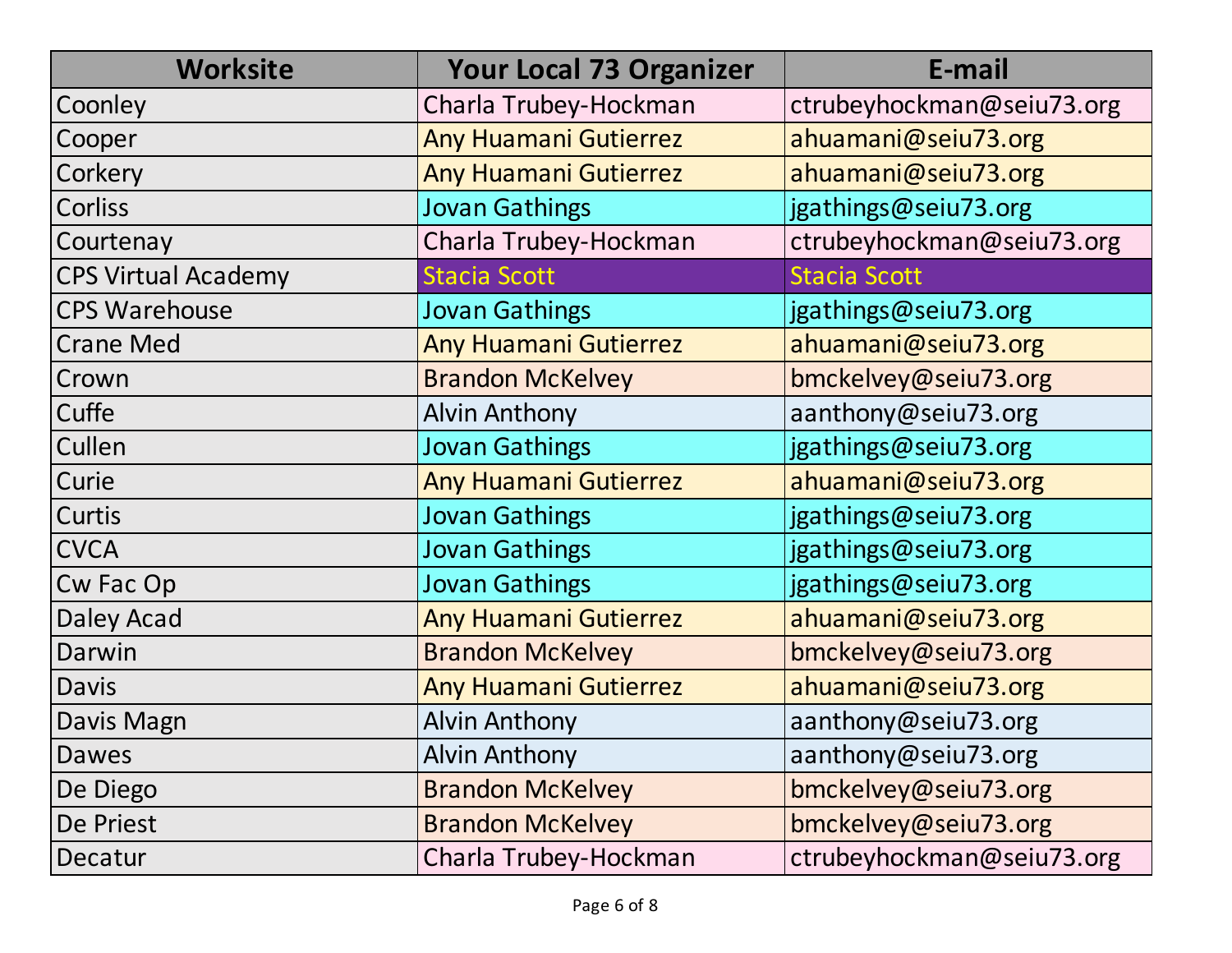| Worksite | Your Local 73 Organizer | E-mail |
| --- | --- | --- |
| Coonley | Charla Trubey-Hockman | ctrubeyhockman@seiu73.org |
| Cooper | Any Huamani Gutierrez | ahuamani@seiu73.org |
| Corkery | Any Huamani Gutierrez | ahuamani@seiu73.org |
| Corliss | Jovan Gathings | jgathings@seiu73.org |
| Courtenay | Charla Trubey-Hockman | ctrubeyhockman@seiu73.org |
| CPS Virtual Academy | Stacia Scott | Stacia Scott |
| CPS Warehouse | Jovan Gathings | jgathings@seiu73.org |
| Crane Med | Any Huamani Gutierrez | ahuamani@seiu73.org |
| Crown | Brandon McKelvey | bmckelvey@seiu73.org |
| Cuffe | Alvin Anthony | aanthony@seiu73.org |
| Cullen | Jovan Gathings | jgathings@seiu73.org |
| Curie | Any Huamani Gutierrez | ahuamani@seiu73.org |
| Curtis | Jovan Gathings | jgathings@seiu73.org |
| CVCA | Jovan Gathings | jgathings@seiu73.org |
| Cw Fac Op | Jovan Gathings | jgathings@seiu73.org |
| Daley Acad | Any Huamani Gutierrez | ahuamani@seiu73.org |
| Darwin | Brandon McKelvey | bmckelvey@seiu73.org |
| Davis | Any Huamani Gutierrez | ahuamani@seiu73.org |
| Davis Magn | Alvin Anthony | aanthony@seiu73.org |
| Dawes | Alvin Anthony | aanthony@seiu73.org |
| De Diego | Brandon McKelvey | bmckelvey@seiu73.org |
| De Priest | Brandon McKelvey | bmckelvey@seiu73.org |
| Decatur | Charla Trubey-Hockman | ctrubeyhockman@seiu73.org |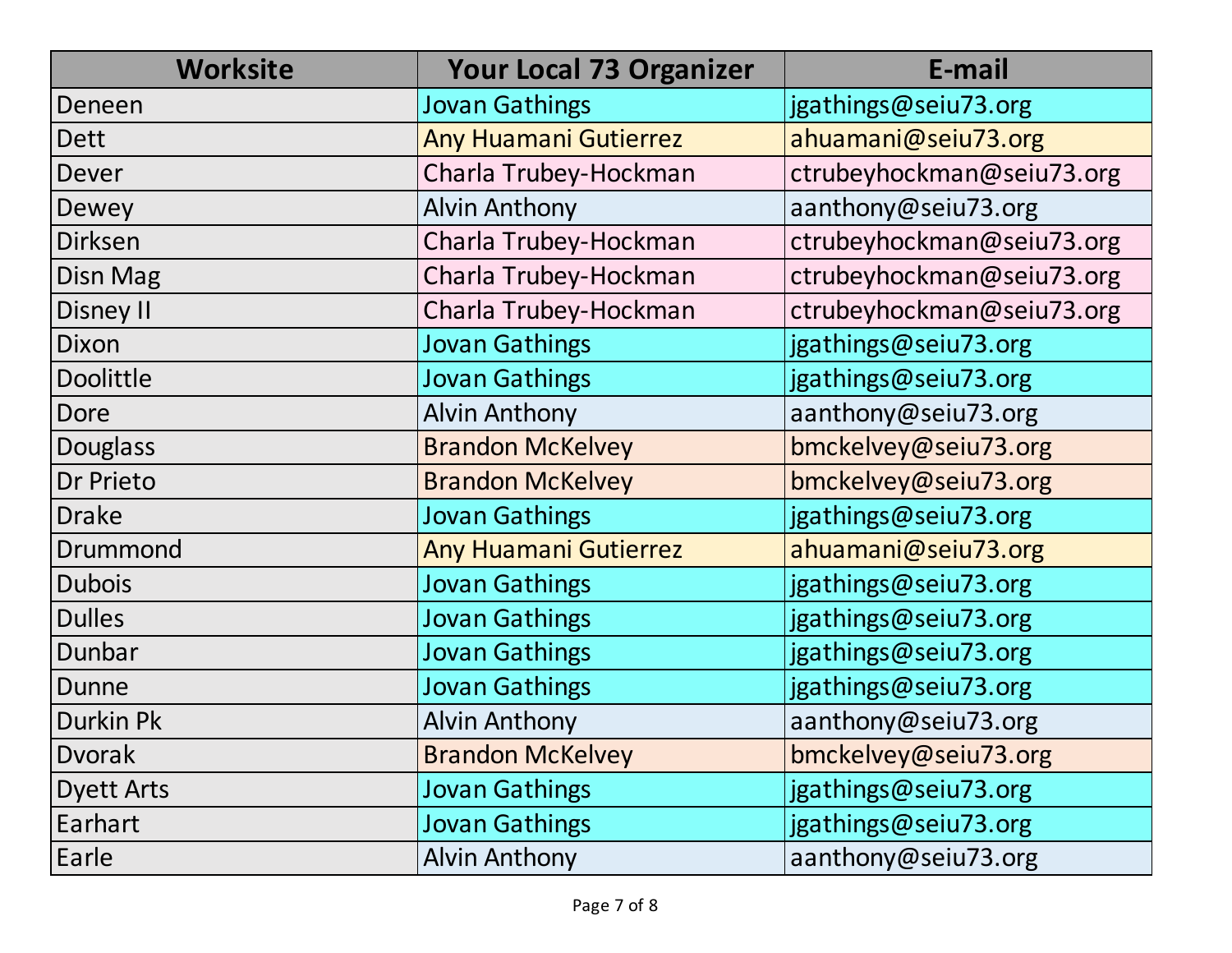| Worksite | Your Local 73 Organizer | E-mail |
|---|---|---|
| Deneen | Jovan Gathings | jgathings@seiu73.org |
| Dett | Any Huamani Gutierrez | ahuamani@seiu73.org |
| Dever | Charla Trubey-Hockman | ctrubeyhockman@seiu73.org |
| Dewey | Alvin Anthony | aanthony@seiu73.org |
| Dirksen | Charla Trubey-Hockman | ctrubeyhockman@seiu73.org |
| Disn Mag | Charla Trubey-Hockman | ctrubeyhockman@seiu73.org |
| Disney II | Charla Trubey-Hockman | ctrubeyhockman@seiu73.org |
| Dixon | Jovan Gathings | jgathings@seiu73.org |
| Doolittle | Jovan Gathings | jgathings@seiu73.org |
| Dore | Alvin Anthony | aanthony@seiu73.org |
| Douglass | Brandon McKelvey | bmckelvey@seiu73.org |
| Dr Prieto | Brandon McKelvey | bmckelvey@seiu73.org |
| Drake | Jovan Gathings | jgathings@seiu73.org |
| Drummond | Any Huamani Gutierrez | ahuamani@seiu73.org |
| Dubois | Jovan Gathings | jgathings@seiu73.org |
| Dulles | Jovan Gathings | jgathings@seiu73.org |
| Dunbar | Jovan Gathings | jgathings@seiu73.org |
| Dunne | Jovan Gathings | jgathings@seiu73.org |
| Durkin Pk | Alvin Anthony | aanthony@seiu73.org |
| Dvorak | Brandon McKelvey | bmckelvey@seiu73.org |
| Dyett Arts | Jovan Gathings | jgathings@seiu73.org |
| Earhart | Jovan Gathings | jgathings@seiu73.org |
| Earle | Alvin Anthony | aanthony@seiu73.org |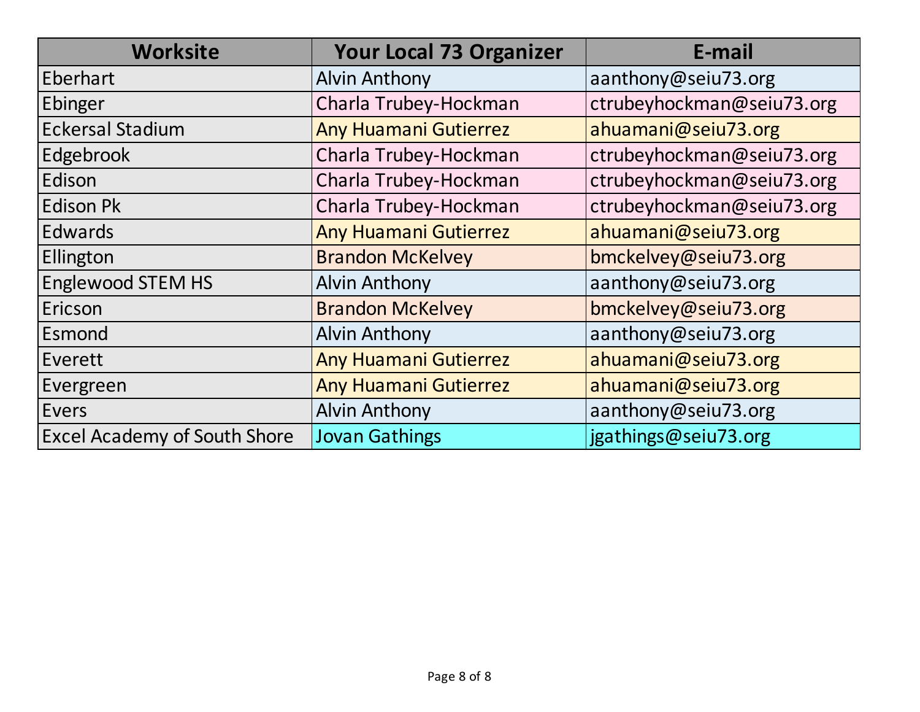| Worksite | Your Local 73 Organizer | E-mail |
| --- | --- | --- |
| Eberhart | Alvin Anthony | aanthony@seiu73.org |
| Ebinger | Charla Trubey-Hockman | ctrubeyhockman@seiu73.org |
| Eckersal Stadium | Any Huamani Gutierrez | ahuamani@seiu73.org |
| Edgebrook | Charla Trubey-Hockman | ctrubeyhockman@seiu73.org |
| Edison | Charla Trubey-Hockman | ctrubeyhockman@seiu73.org |
| Edison Pk | Charla Trubey-Hockman | ctrubeyhockman@seiu73.org |
| Edwards | Any Huamani Gutierrez | ahuamani@seiu73.org |
| Ellington | Brandon McKelvey | bmckelvey@seiu73.org |
| Englewood STEM HS | Alvin Anthony | aanthony@seiu73.org |
| Ericson | Brandon McKelvey | bmckelvey@seiu73.org |
| Esmond | Alvin Anthony | aanthony@seiu73.org |
| Everett | Any Huamani Gutierrez | ahuamani@seiu73.org |
| Evergreen | Any Huamani Gutierrez | ahuamani@seiu73.org |
| Evers | Alvin Anthony | aanthony@seiu73.org |
| Excel Academy of South Shore | Jovan Gathings | jgathings@seiu73.org |